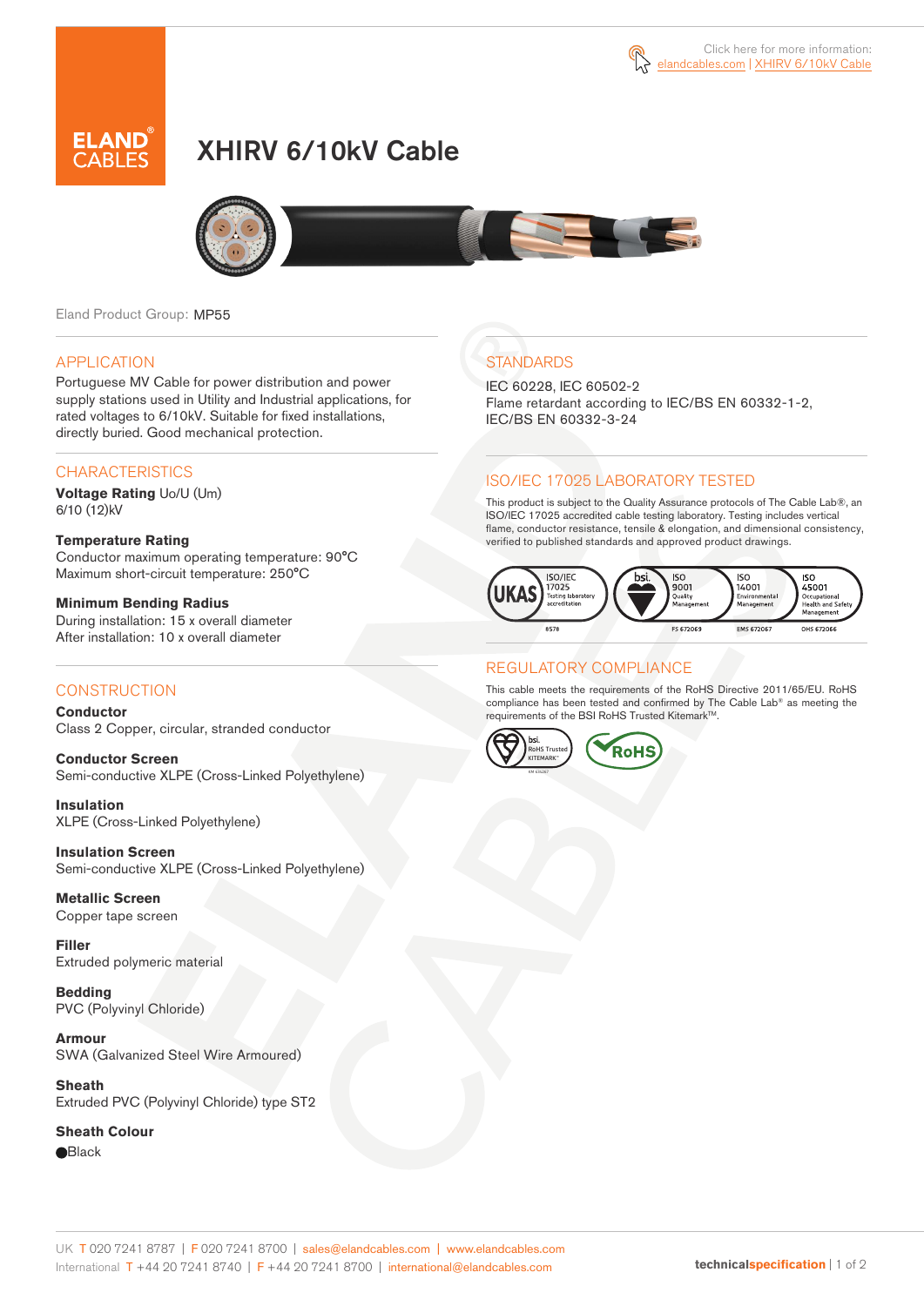Click here for more information: elandcables.com | XHIRV 6/10kV Cable

# XHIRV 6/10kV Cable

Eland Product Group: MP55

## APPLICATION

Portuguese MV Cable for power distribution and power supply stations used in Utility and Industrial applications, for rated voltages to 6/10kV. Suitable for fixed installations, directly buried. Good mechanical protection.

## CHARACTERISTICS

**Voltage Rating** Uo/U (Um)
6/10 (12)kV

**Temperature Rating**
Conductor maximum operating temperature: 90°C
Maximum short-circuit temperature: 250°C

**Minimum Bending Radius**
During installation: 15 x overall diameter
After installation: 10 x overall diameter

## CONSTRUCTION

**Conductor**
Class 2 Copper, circular, stranded conductor

**Conductor Screen**
Semi-conductive XLPE (Cross-Linked Polyethylene)

**Insulation**
XLPE (Cross-Linked Polyethylene)

**Insulation Screen**
Semi-conductive XLPE (Cross-Linked Polyethylene)

**Metallic Screen**
Copper tape screen

**Filler**
Extruded polymeric material

**Bedding**
PVC (Polyvinyl Chloride)

**Armour**
SWA (Galvanized Steel Wire Armoured)

**Sheath**
Extruded PVC (Polyvinyl Chloride) type ST2

**Sheath Colour**
⬤Black

## STANDARDS

IEC 60228, IEC 60502-2
Flame retardant according to IEC/BS EN 60332-1-2, IEC/BS EN 60332-3-24

## ISO/IEC 17025 LABORATORY TESTED

This product is subject to the Quality Assurance protocols of The Cable Lab®, an ISO/IEC 17025 accredited cable testing laboratory. Testing includes vertical flame, conductor resistance, tensile & elongation, and dimensional consistency, verified to published standards and approved product drawings.

UKAS ISO/IEC 17025 Testing laboratory accreditation 8578 | bsi. ISO 9001 Quality Management FS 672069 | ISO 14001 Environmental Management EMS 672067 | ISO 45001 Occupational Health and Safety Management OHS 672066

## REGULATORY COMPLIANCE

This cable meets the requirements of the RoHS Directive 2011/65/EU. RoHS compliance has been tested and confirmed by The Cable Lab® as meeting the requirements of the BSI RoHS Trusted Kitemark™.

bsi. RoHS Trusted KITEMARK™ | RoHS

UK T 020 7241 8787 | F 020 7241 8700 | sales@elandcables.com | www.elandcables.com
International T +44 20 7241 8740 | F +44 20 7241 8700 | international@elandcables.com

technicalspecification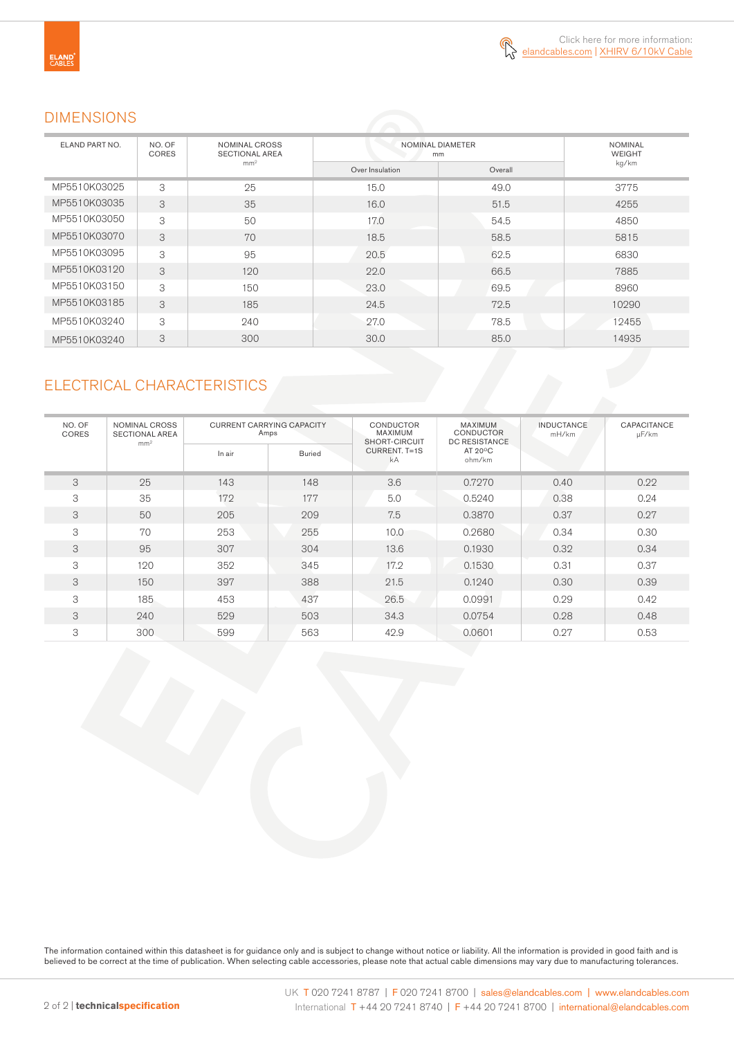Click here for more information:
elandcables.com | XHIRV 6/10kV Cable

## DIMENSIONS

| ELAND PART NO. | NO. OF CORES | NOMINAL CROSS SECTIONAL AREA mm² | NOMINAL DIAMETER mm | | NOMINAL WEIGHT kg/km |
|---|---|---|---|---|---|
| | | | Over Insulation | Overall | |
| MP5510K03025 | 3 | 25 | 15.0 | 49.0 | 3775 |
| MP5510K03035 | 3 | 35 | 16.0 | 51.5 | 4255 |
| MP5510K03050 | 3 | 50 | 17.0 | 54.5 | 4850 |
| MP5510K03070 | 3 | 70 | 18.5 | 58.5 | 5815 |
| MP5510K03095 | 3 | 95 | 20.5 | 62.5 | 6830 |
| MP5510K03120 | 3 | 120 | 22.0 | 66.5 | 7885 |
| MP5510K03150 | 3 | 150 | 23.0 | 69.5 | 8960 |
| MP5510K03185 | 3 | 185 | 24.5 | 72.5 | 10290 |
| MP5510K03240 | 3 | 240 | 27.0 | 78.5 | 12455 |
| MP5510K03240 | 3 | 300 | 30.0 | 85.0 | 14935 |

## ELECTRICAL CHARACTERISTICS

| NO. OF CORES | NOMINAL CROSS SECTIONAL AREA mm² | CURRENT CARRYING CAPACITY Amps | | CONDUCTOR MAXIMUM SHORT-CIRCUIT CURRENT. T=1S kA | MAXIMUM CONDUCTOR DC RESISTANCE AT 20°C ohm/km | INDUCTANCE mH/km | CAPACITANCE µF/km |
|---|---|---|---|---|---|---|---|
| | | In air | Buried | | | | |
| 3 | 25 | 143 | 148 | 3.6 | 0.7270 | 0.40 | 0.22 |
| 3 | 35 | 172 | 177 | 5.0 | 0.5240 | 0.38 | 0.24 |
| 3 | 50 | 205 | 209 | 7.5 | 0.3870 | 0.37 | 0.27 |
| 3 | 70 | 253 | 255 | 10.0 | 0.2680 | 0.34 | 0.30 |
| 3 | 95 | 307 | 304 | 13.6 | 0.1930 | 0.32 | 0.34 |
| 3 | 120 | 352 | 345 | 17.2 | 0.1530 | 0.31 | 0.37 |
| 3 | 150 | 397 | 388 | 21.5 | 0.1240 | 0.30 | 0.39 |
| 3 | 185 | 453 | 437 | 26.5 | 0.0991 | 0.29 | 0.42 |
| 3 | 240 | 529 | 503 | 34.3 | 0.0754 | 0.28 | 0.48 |
| 3 | 300 | 599 | 563 | 42.9 | 0.0601 | 0.27 | 0.53 |

The information contained within this datasheet is for guidance only and is subject to change without notice or liability. All the information is provided in good faith and is believed to be correct at the time of publication. When selecting cable accessories, please note that actual cable dimensions may vary due to manufacturing tolerances.

UK T 020 7241 8787 | F 020 7241 8700 | sales@elandcables.com | www.elandcables.com
International T +44 20 7241 8740 | F +44 20 7241 8700 | international@elandcables.com